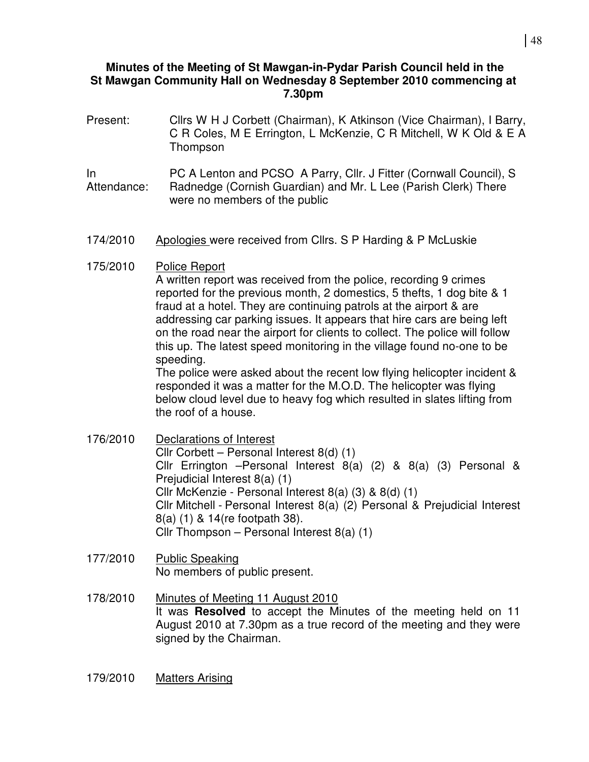**Minutes of the Meeting of St Mawgan-in-Pydar Parish Council held in the St Mawgan Community Hall on Wednesday 8 September 2010 commencing at 7.30pm**

Present: Cllrs W H J Corbett (Chairman), K Atkinson (Vice Chairman), I Barry, C R Coles, M E Errington, L McKenzie, C R Mitchell, W K Old & E A Thompson

In Attendance: PC A Lenton and PCSO A Parry, Cllr. J Fitter (Cornwall Council), S Radnedge (Cornish Guardian) and Mr. L Lee (Parish Clerk) There were no members of the public

174/2010 Apologies were received from Cllrs. S P Harding & P McLuskie

175/2010 Police Report

A written report was received from the police, recording 9 crimes reported for the previous month, 2 domestics, 5 thefts, 1 dog bite & 1 fraud at a hotel. They are continuing patrols at the airport & are addressing car parking issues. It appears that hire cars are being left on the road near the airport for clients to collect. The police will follow this up. The latest speed monitoring in the village found no-one to be speeding.

The police were asked about the recent low flying helicopter incident & responded it was a matter for the M.O.D. The helicopter was flying below cloud level due to heavy fog which resulted in slates lifting from the roof of a house.

176/2010 Declarations of Interest

Cllr Corbett – Personal Interest 8(d) (1)
Cllr Errington –Personal Interest 8(a) (2) & 8(a) (3) Personal & Prejudicial Interest 8(a) (1)
Cllr McKenzie - Personal Interest 8(a) (3) & 8(d) (1)
Cllr Mitchell - Personal Interest 8(a) (2) Personal & Prejudicial Interest 8(a) (1) & 14(re footpath 38).
Cllr Thompson – Personal Interest 8(a) (1)

177/2010 Public Speaking

No members of public present.

178/2010 Minutes of Meeting 11 August 2010

It was **Resolved** to accept the Minutes of the meeting held on 11 August 2010 at 7.30pm as a true record of the meeting and they were signed by the Chairman.

179/2010 Matters Arising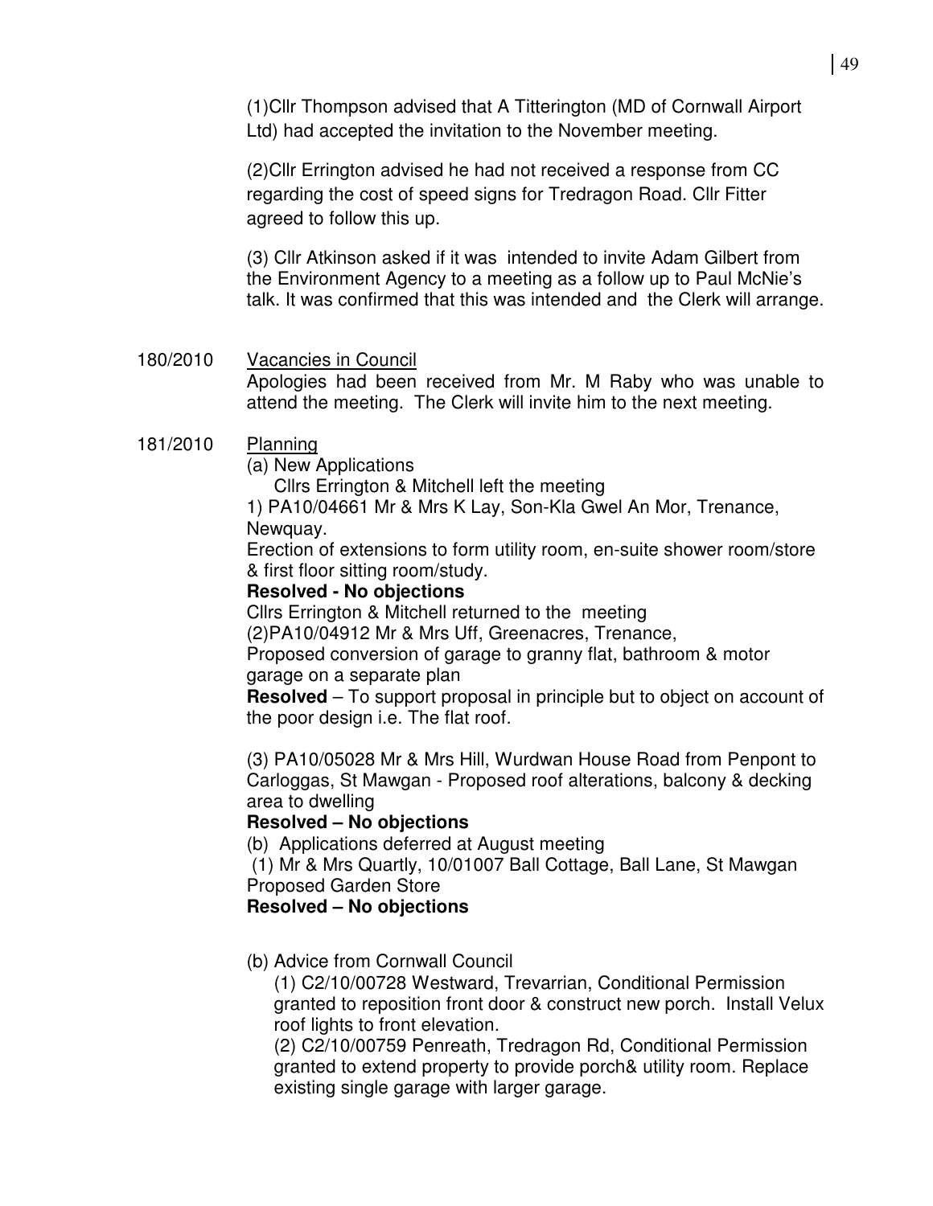(1)Cllr Thompson advised that A Titterington (MD of Cornwall Airport Ltd) had accepted the invitation to the November meeting.

(2)Cllr Errington advised he had not received a response from CC regarding the cost of speed signs for Tredragon Road. Cllr Fitter agreed to follow this up.

(3) Cllr Atkinson asked if it was intended to invite Adam Gilbert from the Environment Agency to a meeting as a follow up to Paul McNie's talk. It was confirmed that this was intended and the Clerk will arrange.

180/2010 <u>Vacancies in Council</u>

Apologies had been received from Mr. M Raby who was unable to attend the meeting. The Clerk will invite him to the next meeting.

181/2010 <u>Planning</u>

(a) New Applications

Cllrs Errington & Mitchell left the meeting

1) PA10/04661 Mr & Mrs K Lay, Son-Kla Gwel An Mor, Trenance, Newquay.

Erection of extensions to form utility room, en-suite shower room/store & first floor sitting room/study.

**Resolved - No objections**

Cllrs Errington & Mitchell returned to the meeting

(2)PA10/04912 Mr & Mrs Uff, Greenacres, Trenance,

Proposed conversion of garage to granny flat, bathroom & motor garage on a separate plan

**Resolved** – To support proposal in principle but to object on account of the poor design i.e. The flat roof.

(3) PA10/05028 Mr & Mrs Hill, Wurdwan House Road from Penpont to Carloggas, St Mawgan - Proposed roof alterations, balcony & decking area to dwelling

**Resolved – No objections**

(b) Applications deferred at August meeting

(1) Mr & Mrs Quartly, 10/01007 Ball Cottage, Ball Lane, St Mawgan Proposed Garden Store

**Resolved – No objections**

(b) Advice from Cornwall Council

(1) C2/10/00728 Westward, Trevarrian, Conditional Permission granted to reposition front door & construct new porch. Install Velux roof lights to front elevation.

(2) C2/10/00759 Penreath, Tredragon Rd, Conditional Permission granted to extend property to provide porch& utility room. Replace existing single garage with larger garage.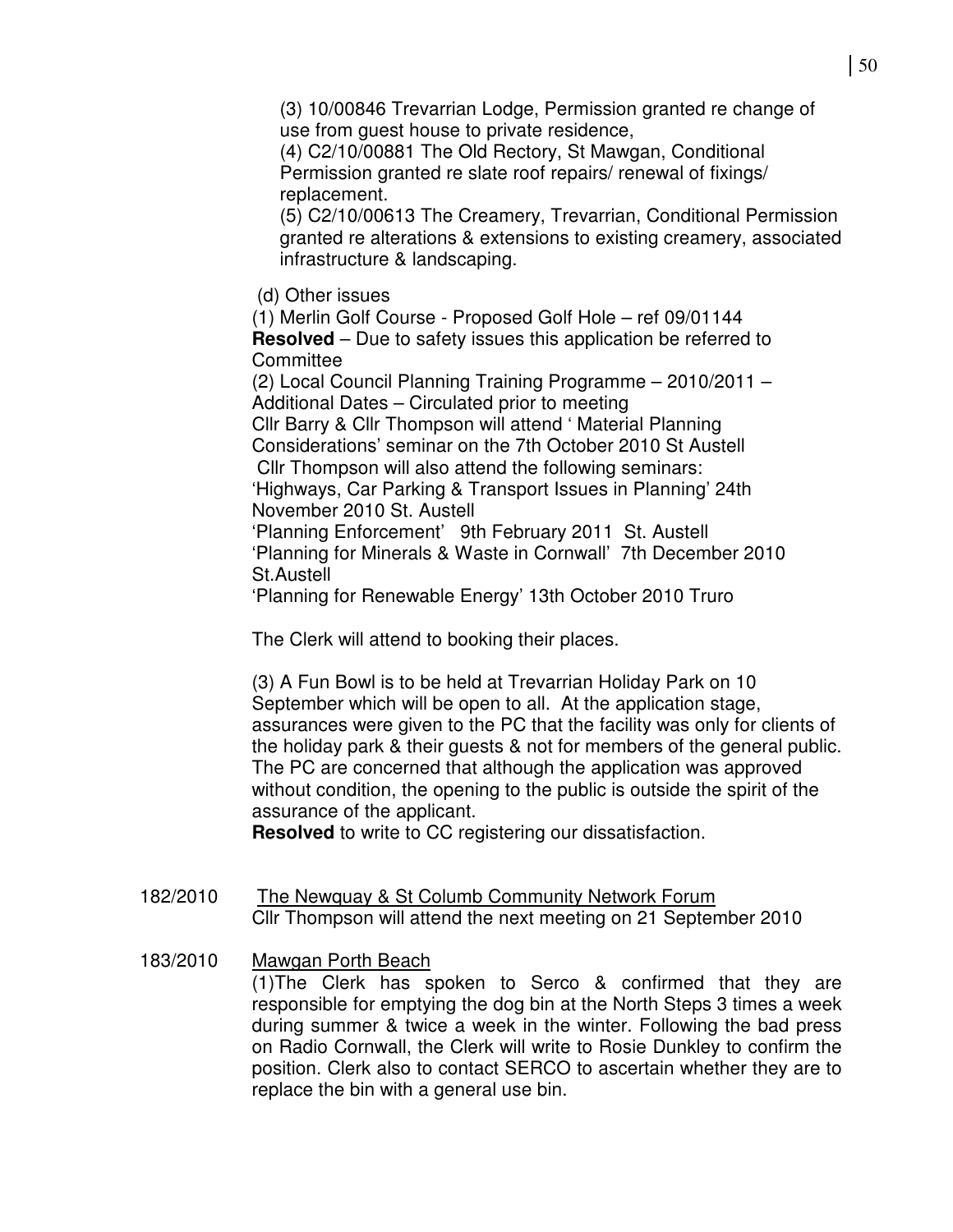(3) 10/00846 Trevarrian Lodge, Permission granted re change of use from guest house to private residence,

(4) C2/10/00881 The Old Rectory, St Mawgan, Conditional Permission granted re slate roof repairs/ renewal of fixings/ replacement.

(5) C2/10/00613 The Creamery, Trevarrian, Conditional Permission granted re alterations & extensions to existing creamery, associated infrastructure & landscaping.

(d) Other issues

(1) Merlin Golf Course - Proposed Golf Hole – ref 09/01144
**Resolved** – Due to safety issues this application be referred to Committee

(2) Local Council Planning Training Programme – 2010/2011 – Additional Dates – Circulated prior to meeting
Cllr Barry & Cllr Thompson will attend ' Material Planning Considerations' seminar on the 7th October 2010 St Austell
Cllr Thompson will also attend the following seminars:
'Highways, Car Parking & Transport Issues in Planning' 24th November 2010 St. Austell
'Planning Enforcement' 9th February 2011 St. Austell
'Planning for Minerals & Waste in Cornwall' 7th December 2010 St.Austell
'Planning for Renewable Energy' 13th October 2010 Truro

The Clerk will attend to booking their places.

(3) A Fun Bowl is to be held at Trevarrian Holiday Park on 10 September which will be open to all. At the application stage, assurances were given to the PC that the facility was only for clients of the holiday park & their guests & not for members of the general public. The PC are concerned that although the application was approved without condition, the opening to the public is outside the spirit of the assurance of the applicant.
**Resolved** to write to CC registering our dissatisfaction.

182/2010 The Newquay & St Columb Community Network Forum
Cllr Thompson will attend the next meeting on 21 September 2010

183/2010 Mawgan Porth Beach
(1)The Clerk has spoken to Serco & confirmed that they are responsible for emptying the dog bin at the North Steps 3 times a week during summer & twice a week in the winter. Following the bad press on Radio Cornwall, the Clerk will write to Rosie Dunkley to confirm the position. Clerk also to contact SERCO to ascertain whether they are to replace the bin with a general use bin.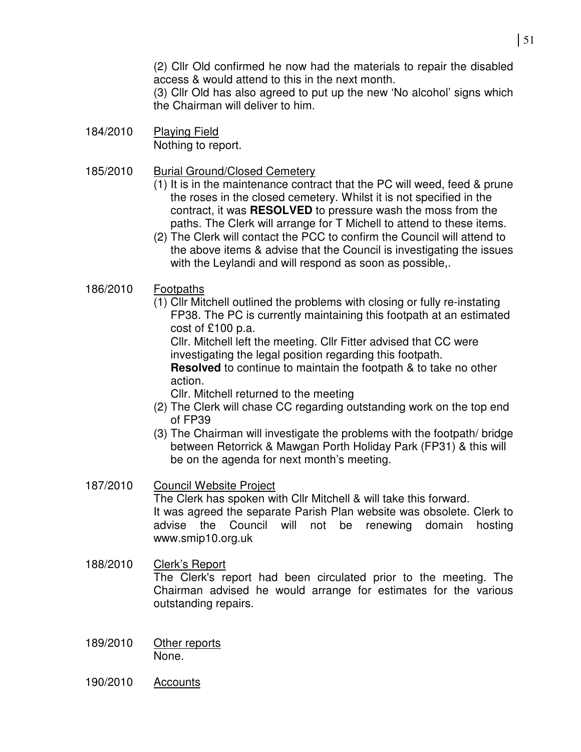(2) Cllr Old confirmed he now had the materials to repair the disabled access & would attend to this in the next month.
(3) Cllr Old has also agreed to put up the new 'No alcohol' signs which the Chairman will deliver to him.

184/2010 <u>Playing Field</u>
Nothing to report.

185/2010 <u>Burial Ground/Closed Cemetery</u>

(1) It is in the maintenance contract that the PC will weed, feed & prune the roses in the closed cemetery. Whilst it is not specified in the contract, it was **RESOLVED** to pressure wash the moss from the paths. The Clerk will arrange for T Michell to attend to these items.
(2) The Clerk will contact the PCC to confirm the Council will attend to the above items & advise that the Council is investigating the issues with the Leylandi and will respond as soon as possible,.

186/2010 <u>Footpaths</u>

(1) Cllr Mitchell outlined the problems with closing or fully re-instating FP38. The PC is currently maintaining this footpath at an estimated cost of £100 p.a.
Cllr. Mitchell left the meeting. Cllr Fitter advised that CC were investigating the legal position regarding this footpath.
**Resolved** to continue to maintain the footpath & to take no other action.
Cllr. Mitchell returned to the meeting
(2) The Clerk will chase CC regarding outstanding work on the top end of FP39
(3) The Chairman will investigate the problems with the footpath/ bridge between Retorrick & Mawgan Porth Holiday Park (FP31) & this will be on the agenda for next month's meeting.

187/2010 <u>Council Website Project</u>
The Clerk has spoken with Cllr Mitchell & will take this forward.
It was agreed the separate Parish Plan website was obsolete. Clerk to advise the Council will not be renewing domain hosting www.smip10.org.uk

188/2010 <u>Clerk's Report</u>
The Clerk's report had been circulated prior to the meeting. The Chairman advised he would arrange for estimates for the various outstanding repairs.

189/2010 <u>Other reports</u>
None.

190/2010 <u>Accounts</u>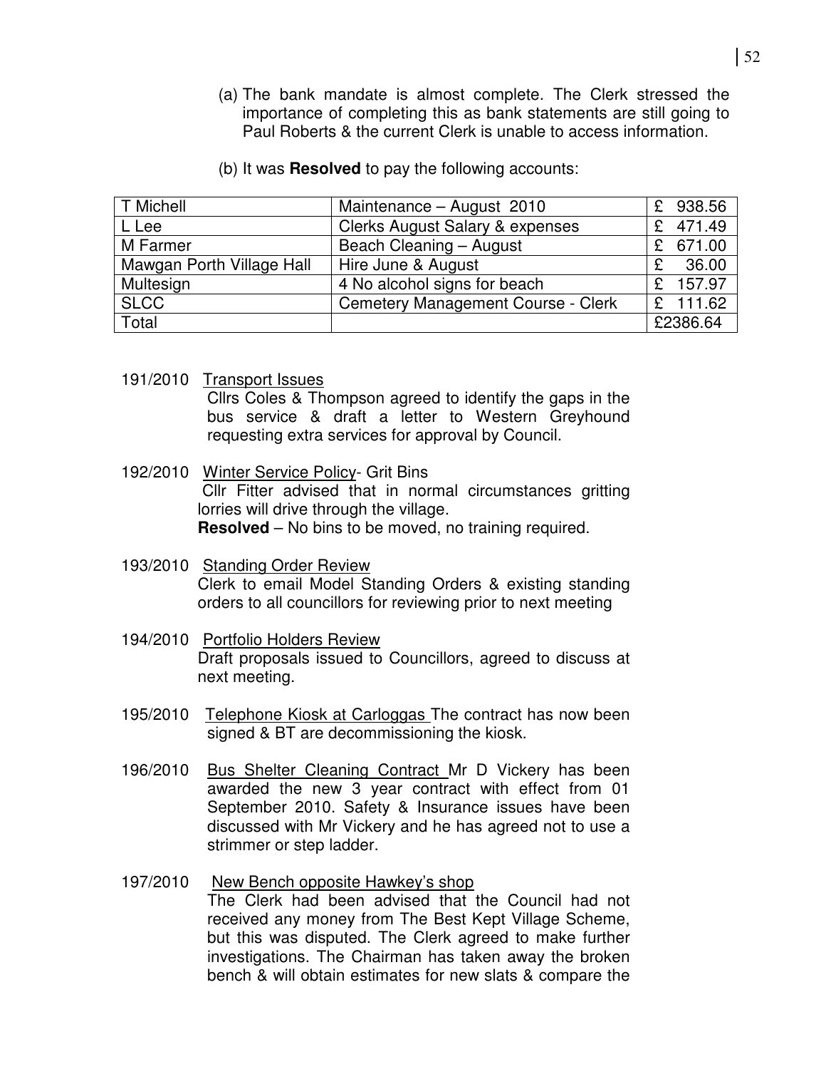(a) The bank mandate is almost complete. The Clerk stressed the importance of completing this as bank statements are still going to Paul Roberts & the current Clerk is unable to access information.

(b) It was **Resolved** to pay the following accounts:

| T Michell | Maintenance – August 2010 | £ 938.56 |
|---|---|---|
| L Lee | Clerks August Salary & expenses | £ 471.49 |
| M Farmer | Beach Cleaning – August | £ 671.00 |
| Mawgan Porth Village Hall | Hire June & August | £ 36.00 |
| Multesign | 4 No alcohol signs for beach | £ 157.97 |
| SLCC | Cemetery Management Course - Clerk | £ 111.62 |
| Total | | £2386.64 |

191/2010 Transport Issues
Cllrs Coles & Thompson agreed to identify the gaps in the bus service & draft a letter to Western Greyhound requesting extra services for approval by Council.

192/2010 Winter Service Policy- Grit Bins
Cllr Fitter advised that in normal circumstances gritting lorries will drive through the village.
**Resolved** – No bins to be moved, no training required.

193/2010 Standing Order Review
Clerk to email Model Standing Orders & existing standing orders to all councillors for reviewing prior to next meeting

194/2010 Portfolio Holders Review
Draft proposals issued to Councillors, agreed to discuss at next meeting.

195/2010 Telephone Kiosk at Carloggas The contract has now been signed & BT are decommissioning the kiosk.

196/2010 Bus Shelter Cleaning Contract Mr D Vickery has been awarded the new 3 year contract with effect from 01 September 2010. Safety & Insurance issues have been discussed with Mr Vickery and he has agreed not to use a strimmer or step ladder.

197/2010 New Bench opposite Hawkey's shop
The Clerk had been advised that the Council had not received any money from The Best Kept Village Scheme, but this was disputed. The Clerk agreed to make further investigations. The Chairman has taken away the broken bench & will obtain estimates for new slats & compare the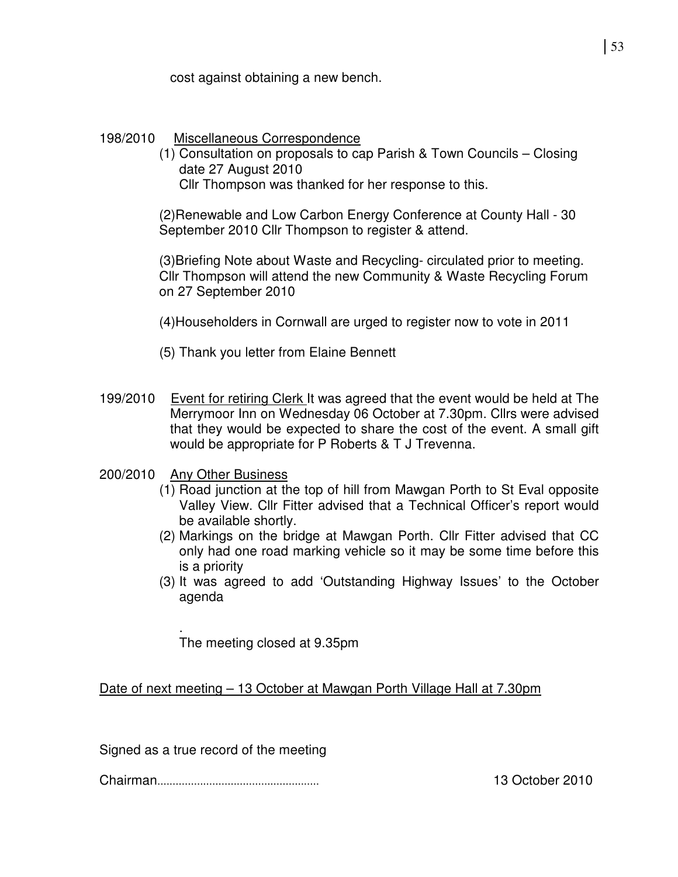cost against obtaining a new bench.

198/2010 <u>Miscellaneous Correspondence</u>

(1) Consultation on proposals to cap Parish & Town Councils – Closing date 27 August 2010
Cllr Thompson was thanked for her response to this.

(2)Renewable and Low Carbon Energy Conference at County Hall - 30 September 2010 Cllr Thompson to register & attend.

(3)Briefing Note about Waste and Recycling- circulated prior to meeting. Cllr Thompson will attend the new Community & Waste Recycling Forum on 27 September 2010

(4)Householders in Cornwall are urged to register now to vote in 2011

(5) Thank you letter from Elaine Bennett

199/2010 <u>Event for retiring Clerk</u> It was agreed that the event would be held at The Merrymoor Inn on Wednesday 06 October at 7.30pm. Cllrs were advised that they would be expected to share the cost of the event. A small gift would be appropriate for P Roberts & T J Trevenna.

200/2010 <u>Any Other Business</u>

(1) Road junction at the top of hill from Mawgan Porth to St Eval opposite Valley View. Cllr Fitter advised that a Technical Officer's report would be available shortly.
(2) Markings on the bridge at Mawgan Porth. Cllr Fitter advised that CC only had one road marking vehicle so it may be some time before this is a priority
(3) It was agreed to add 'Outstanding Highway Issues' to the October agenda

.
The meeting closed at 9.35pm

<u>Date of next meeting – 13 October at Mawgan Porth Village Hall at 7.30pm</u>

Signed as a true record of the meeting

Chairman…………………………………………… 13 October 2010